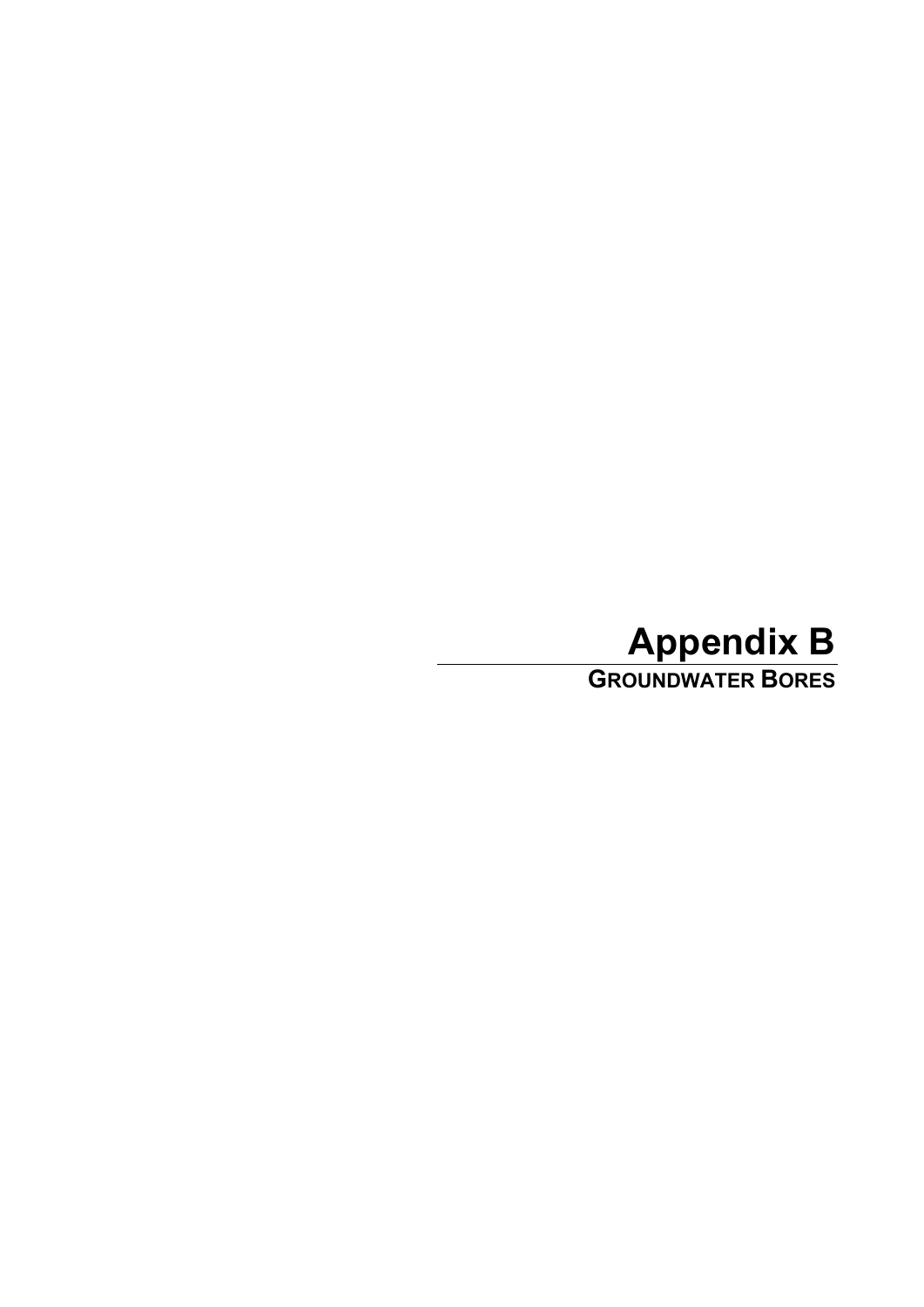# Appendix B

## GROUNDWATER BORES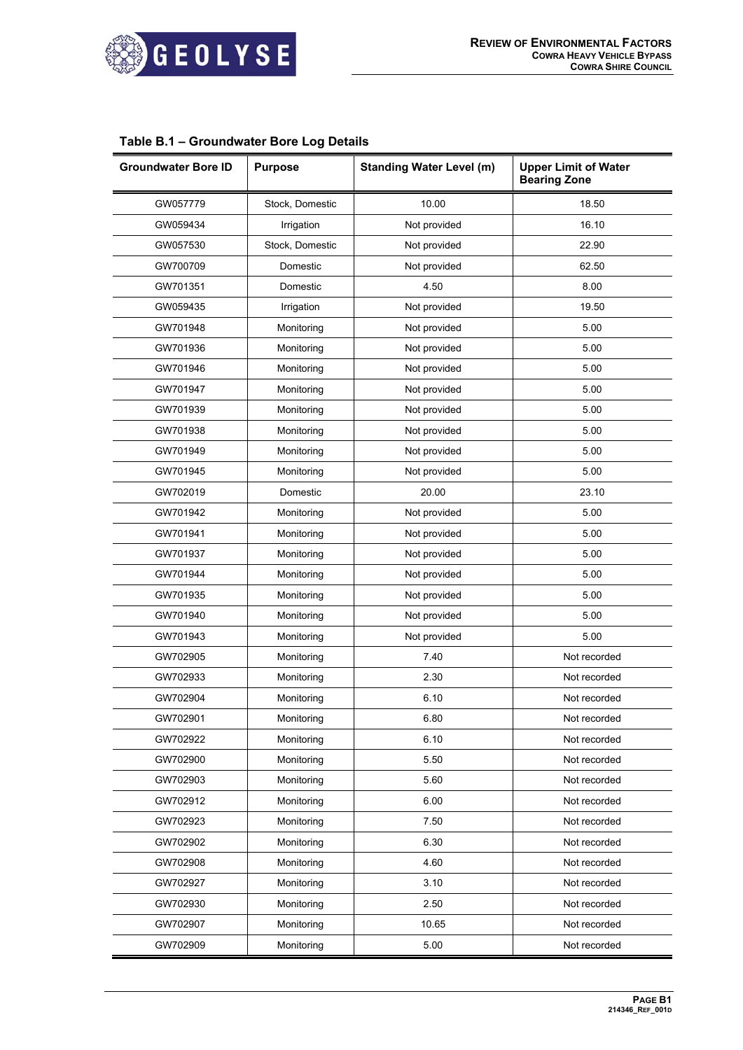### Table B.1 – Groundwater Bore Log Details

| Groundwater Bore ID | Purpose | Standing Water Level (m) | Upper Limit of Water Bearing Zone |
|---|---|---|---|
| GW057779 | Stock, Domestic | 10.00 | 18.50 |
| GW059434 | Irrigation | Not provided | 16.10 |
| GW057530 | Stock, Domestic | Not provided | 22.90 |
| GW700709 | Domestic | Not provided | 62.50 |
| GW701351 | Domestic | 4.50 | 8.00 |
| GW059435 | Irrigation | Not provided | 19.50 |
| GW701948 | Monitoring | Not provided | 5.00 |
| GW701936 | Monitoring | Not provided | 5.00 |
| GW701946 | Monitoring | Not provided | 5.00 |
| GW701947 | Monitoring | Not provided | 5.00 |
| GW701939 | Monitoring | Not provided | 5.00 |
| GW701938 | Monitoring | Not provided | 5.00 |
| GW701949 | Monitoring | Not provided | 5.00 |
| GW701945 | Monitoring | Not provided | 5.00 |
| GW702019 | Domestic | 20.00 | 23.10 |
| GW701942 | Monitoring | Not provided | 5.00 |
| GW701941 | Monitoring | Not provided | 5.00 |
| GW701937 | Monitoring | Not provided | 5.00 |
| GW701944 | Monitoring | Not provided | 5.00 |
| GW701935 | Monitoring | Not provided | 5.00 |
| GW701940 | Monitoring | Not provided | 5.00 |
| GW701943 | Monitoring | Not provided | 5.00 |
| GW702905 | Monitoring | 7.40 | Not recorded |
| GW702933 | Monitoring | 2.30 | Not recorded |
| GW702904 | Monitoring | 6.10 | Not recorded |
| GW702901 | Monitoring | 6.80 | Not recorded |
| GW702922 | Monitoring | 6.10 | Not recorded |
| GW702900 | Monitoring | 5.50 | Not recorded |
| GW702903 | Monitoring | 5.60 | Not recorded |
| GW702912 | Monitoring | 6.00 | Not recorded |
| GW702923 | Monitoring | 7.50 | Not recorded |
| GW702902 | Monitoring | 6.30 | Not recorded |
| GW702908 | Monitoring | 4.60 | Not recorded |
| GW702927 | Monitoring | 3.10 | Not recorded |
| GW702930 | Monitoring | 2.50 | Not recorded |
| GW702907 | Monitoring | 10.65 | Not recorded |
| GW702909 | Monitoring | 5.00 | Not recorded |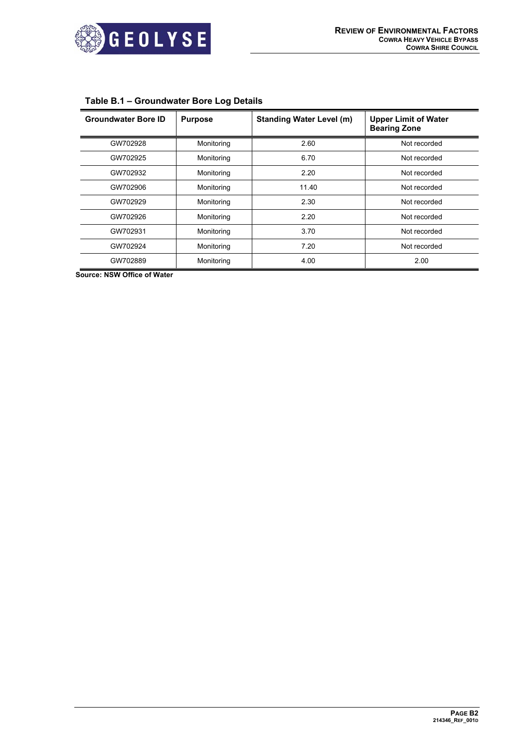**Table B.1 – Groundwater Bore Log Details**

| Groundwater Bore ID | Purpose | Standing Water Level (m) | Upper Limit of Water Bearing Zone |
|---|---|---|---|
| GW702928 | Monitoring | 2.60 | Not recorded |
| GW702925 | Monitoring | 6.70 | Not recorded |
| GW702932 | Monitoring | 2.20 | Not recorded |
| GW702906 | Monitoring | 11.40 | Not recorded |
| GW702929 | Monitoring | 2.30 | Not recorded |
| GW702926 | Monitoring | 2.20 | Not recorded |
| GW702931 | Monitoring | 3.70 | Not recorded |
| GW702924 | Monitoring | 7.20 | Not recorded |
| GW702889 | Monitoring | 4.00 | 2.00 |

**Source: NSW Office of Water**